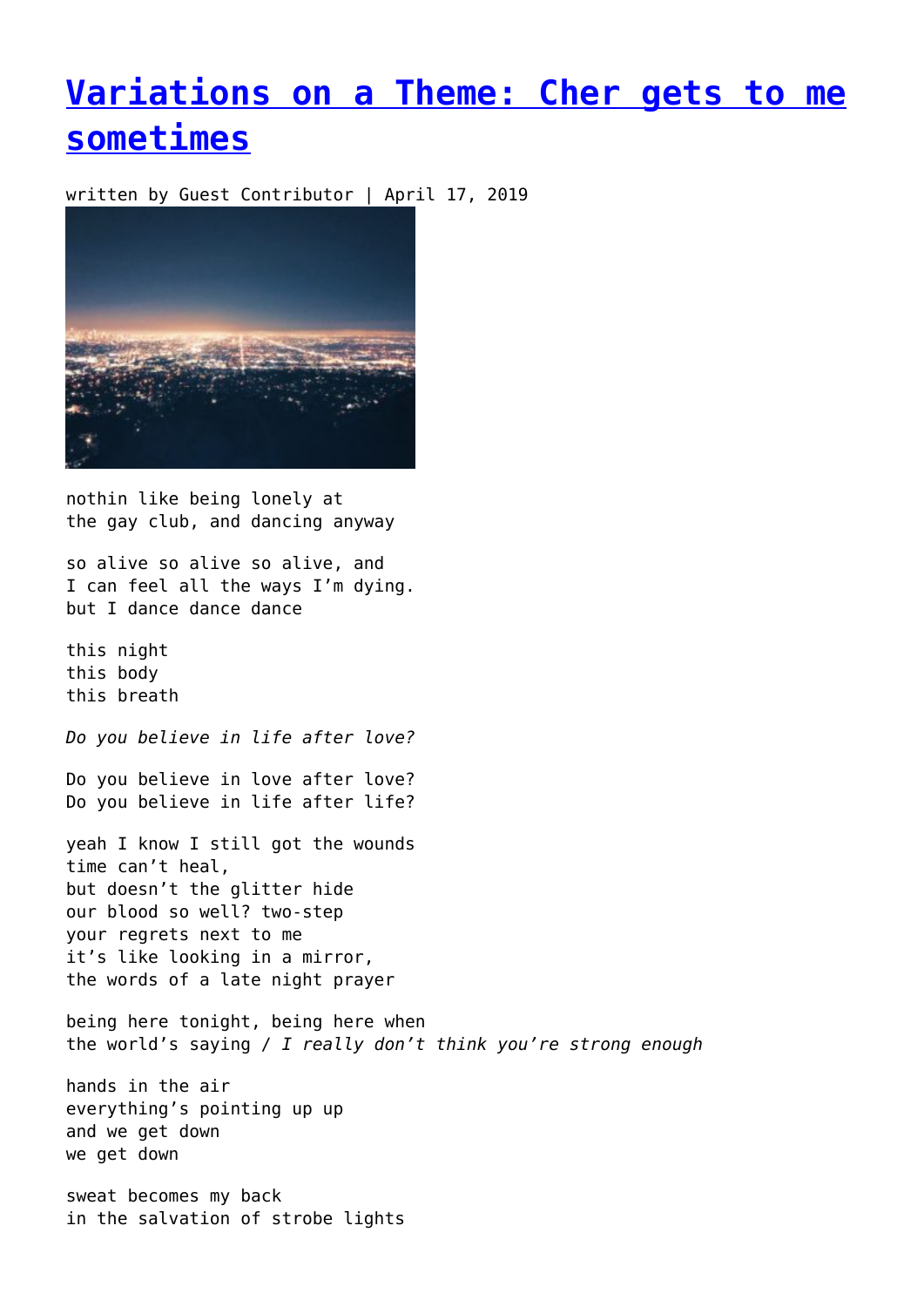# [Variations on a Theme: Cher gets to me sometimes]()

written by Guest Contributor | April 17, 2019

nothin like being lonely at
the gay club, and dancing anyway

so alive so alive so alive, and
I can feel all the ways I'm dying.
but I dance dance dance

this night
this body
this breath

*Do you believe in life after love?*

Do you believe in love after love?
Do you believe in life after life?

yeah I know I still got the wounds
time can't heal,
but doesn't the glitter hide
our blood so well? two-step
your regrets next to me
it's like looking in a mirror,
the words of a late night prayer

being here tonight, being here when
the world's saying / *I really don't think you're strong enough*

hands in the air
everything's pointing up up
and we get down
we get down

sweat becomes my back
in the salvation of strobe lights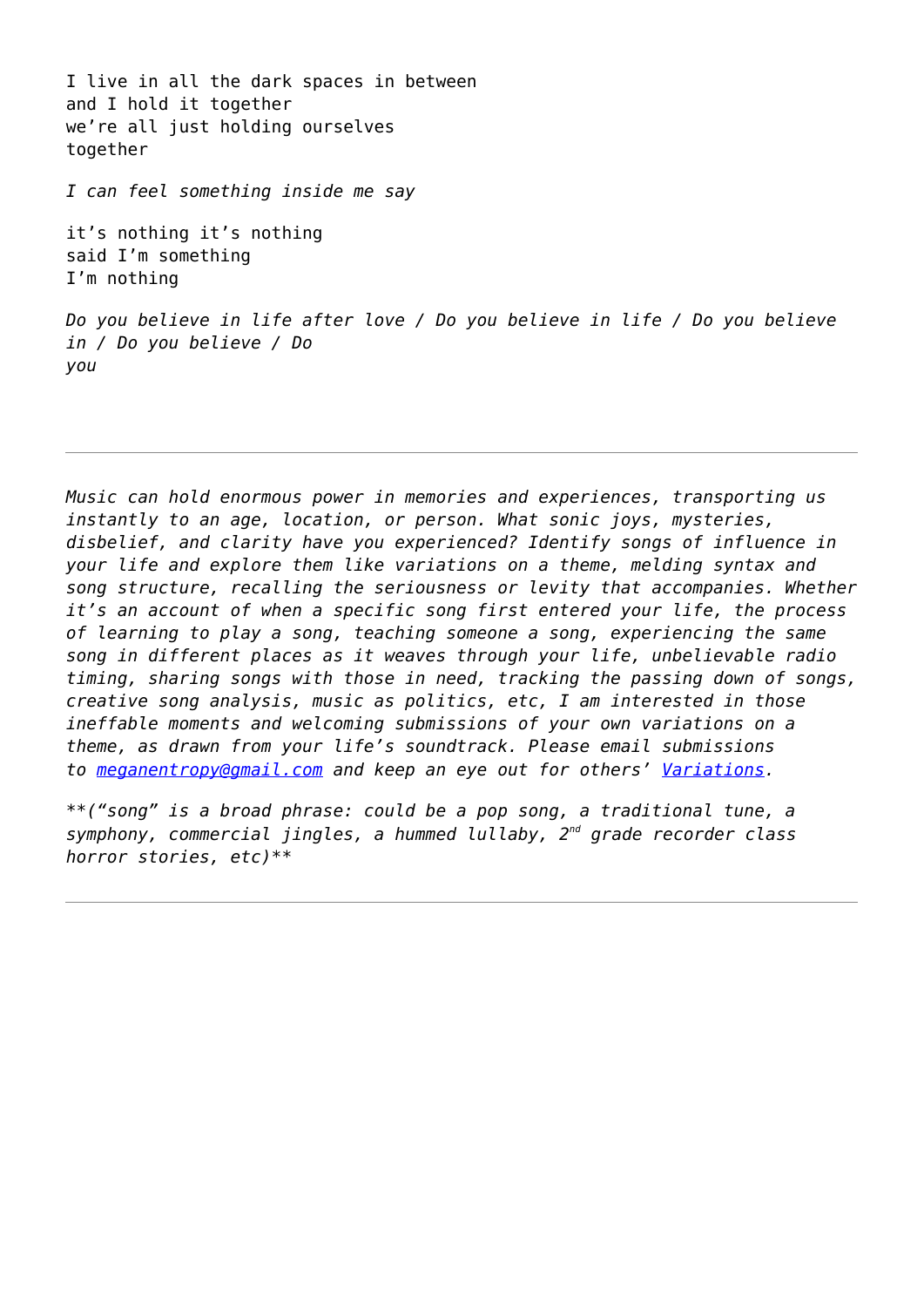I live in all the dark spaces in between  
and I hold it together  
we're all just holding ourselves  
together

*I can feel something inside me say*

it's nothing it's nothing  
said I'm something  
I'm nothing

*Do you believe in life after love / Do you believe in life / Do you believe in / Do you believe / Do*  
*you*

---

*Music can hold enormous power in memories and experiences, transporting us instantly to an age, location, or person. What sonic joys, mysteries, disbelief, and clarity have you experienced? Identify songs of influence in your life and explore them like variations on a theme, melding syntax and song structure, recalling the seriousness or levity that accompanies. Whether it's an account of when a specific song first entered your life, the process of learning to play a song, teaching someone a song, experiencing the same song in different places as it weaves through your life, unbelievable radio timing, sharing songs with those in need, tracking the passing down of songs, creative song analysis, music as politics, etc, I am interested in those ineffable moments and welcoming submissions of your own variations on a theme, as drawn from your life's soundtrack. Please email submissions to [meganentropy@gmail.com](mailto:meganentropy@gmail.com) and keep an eye out for others' [Variations](#).*

*\*\*("song" is a broad phrase: could be a pop song, a traditional tune, a symphony, commercial jingles, a hummed lullaby, 2nd grade recorder class horror stories, etc)\*\**

---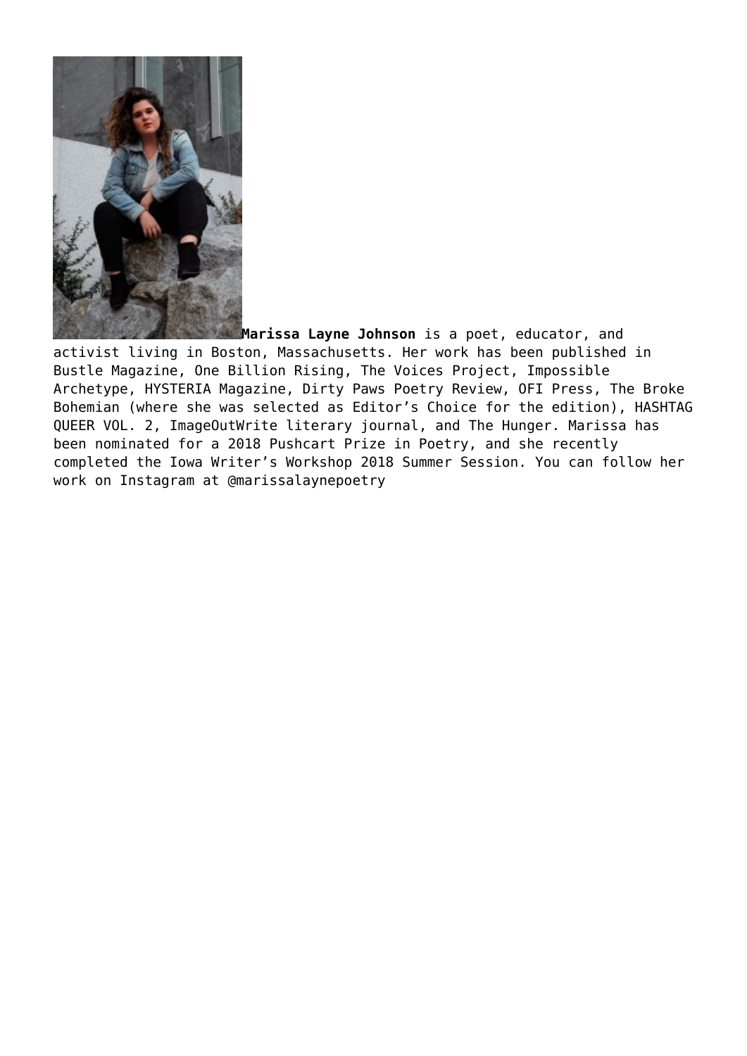**Marissa Layne Johnson** is a poet, educator, and activist living in Boston, Massachusetts. Her work has been published in Bustle Magazine, One Billion Rising, The Voices Project, Impossible Archetype, HYSTERIA Magazine, Dirty Paws Poetry Review, OFI Press, The Broke Bohemian (where she was selected as Editor's Choice for the edition), HASHTAG QUEER VOL. 2, ImageOutWrite literary journal, and The Hunger. Marissa has been nominated for a 2018 Pushcart Prize in Poetry, and she recently completed the Iowa Writer's Workshop 2018 Summer Session. You can follow her work on Instagram at @marissalaynepoetry